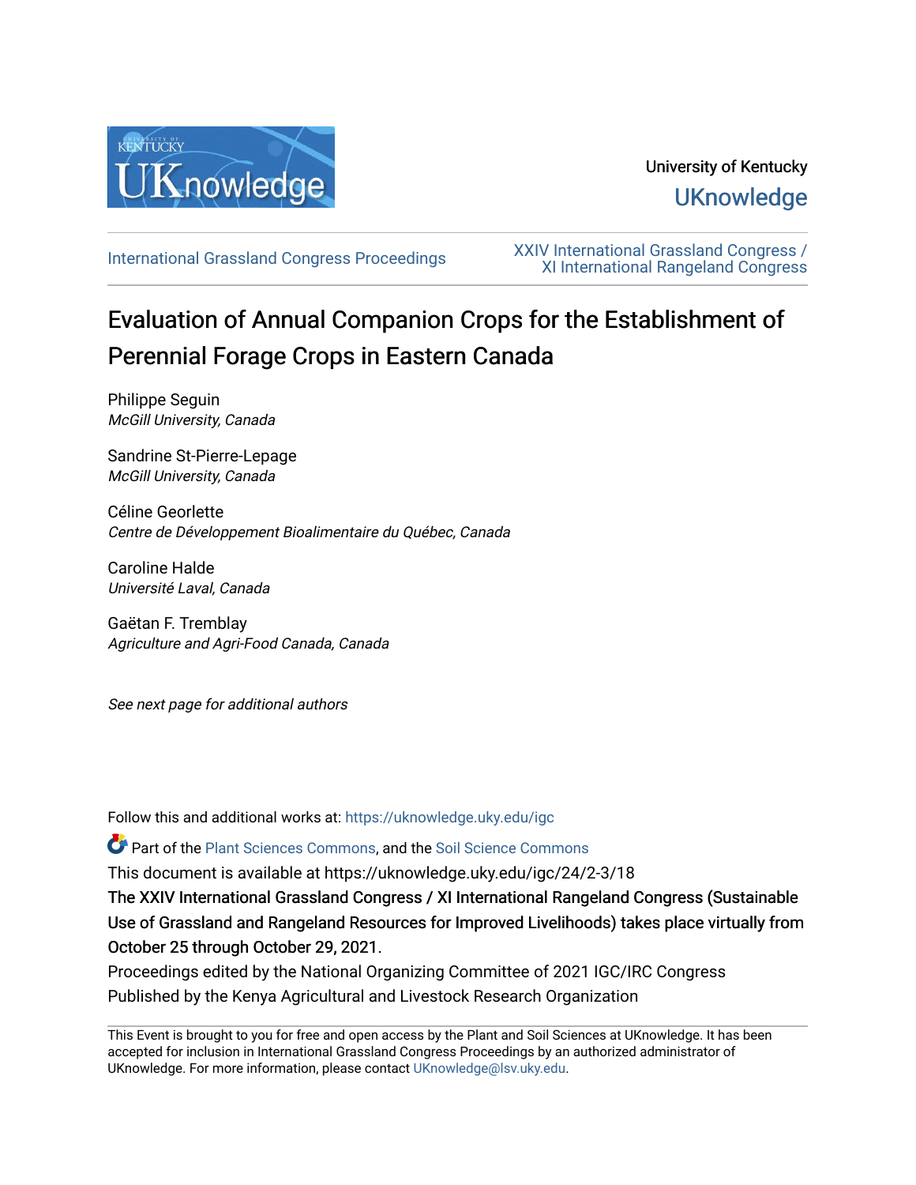University of Kentucky

UKnowledge

International Grassland Congress Proceedings

XXIV International Grassland Congress / XI International Rangeland Congress

# Evaluation of Annual Companion Crops for the Establishment of Perennial Forage Crops in Eastern Canada

Philippe Seguin
*McGill University, Canada*

Sandrine St-Pierre-Lepage
*McGill University, Canada*

Céline Georlette
*Centre de Développement Bioalimentaire du Québec, Canada*

Caroline Halde
*Université Laval, Canada*

Gaëtan F. Tremblay
*Agriculture and Agri-Food Canada, Canada*

*See next page for additional authors*

Follow this and additional works at: https://uknowledge.uky.edu/igc

Part of the Plant Sciences Commons, and the Soil Science Commons

This document is available at https://uknowledge.uky.edu/igc/24/2-3/18

The XXIV International Grassland Congress / XI International Rangeland Congress (Sustainable Use of Grassland and Rangeland Resources for Improved Livelihoods) takes place virtually from October 25 through October 29, 2021.

Proceedings edited by the National Organizing Committee of 2021 IGC/IRC Congress

Published by the Kenya Agricultural and Livestock Research Organization

This Event is brought to you for free and open access by the Plant and Soil Sciences at UKnowledge. It has been accepted for inclusion in International Grassland Congress Proceedings by an authorized administrator of UKnowledge. For more information, please contact UKnowledge@lsv.uky.edu.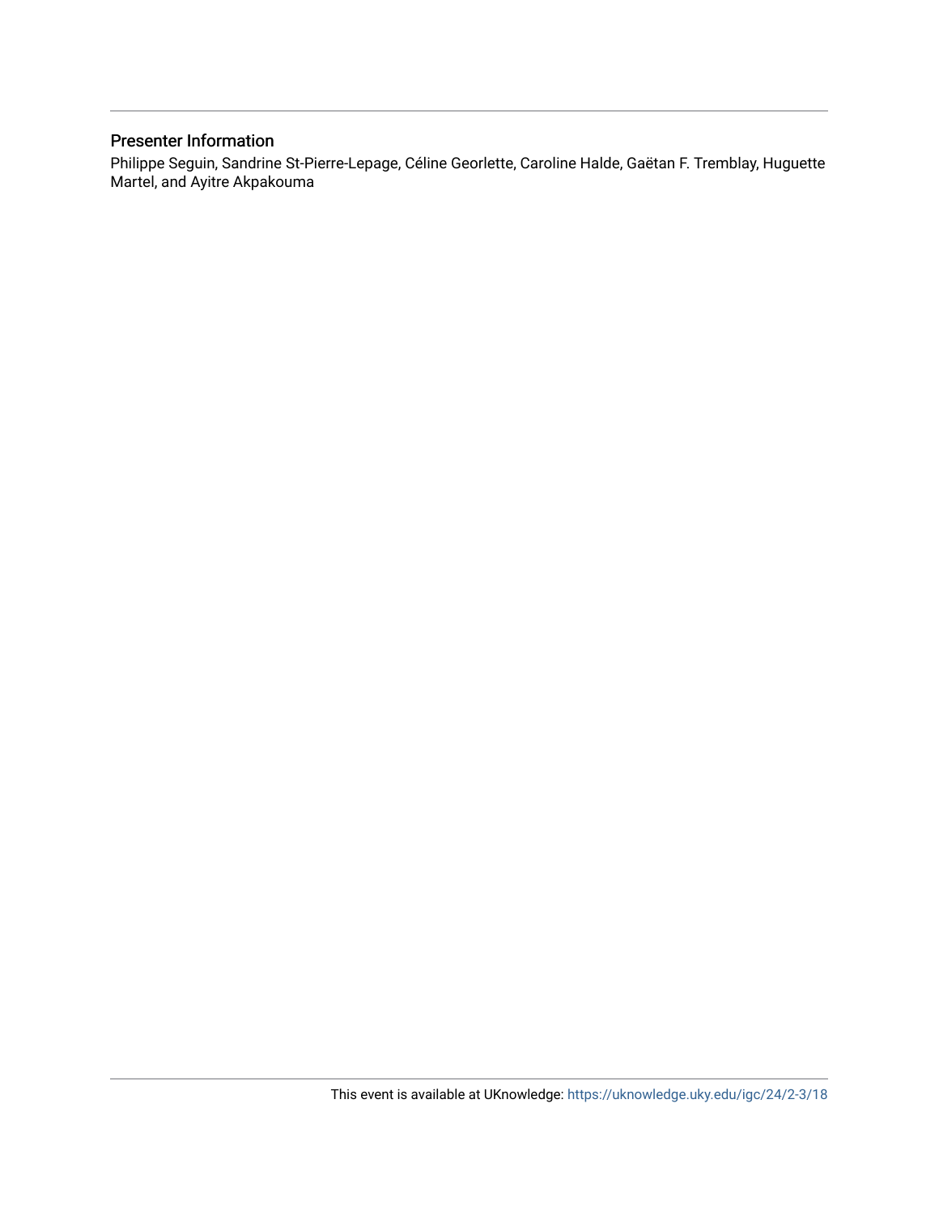## Presenter Information

Philippe Seguin, Sandrine St-Pierre-Lepage, Céline Georlette, Caroline Halde, Gaëtan F. Tremblay, Huguette Martel, and Ayitre Akpakouma

This event is available at UKnowledge: https://uknowledge.uky.edu/igc/24/2-3/18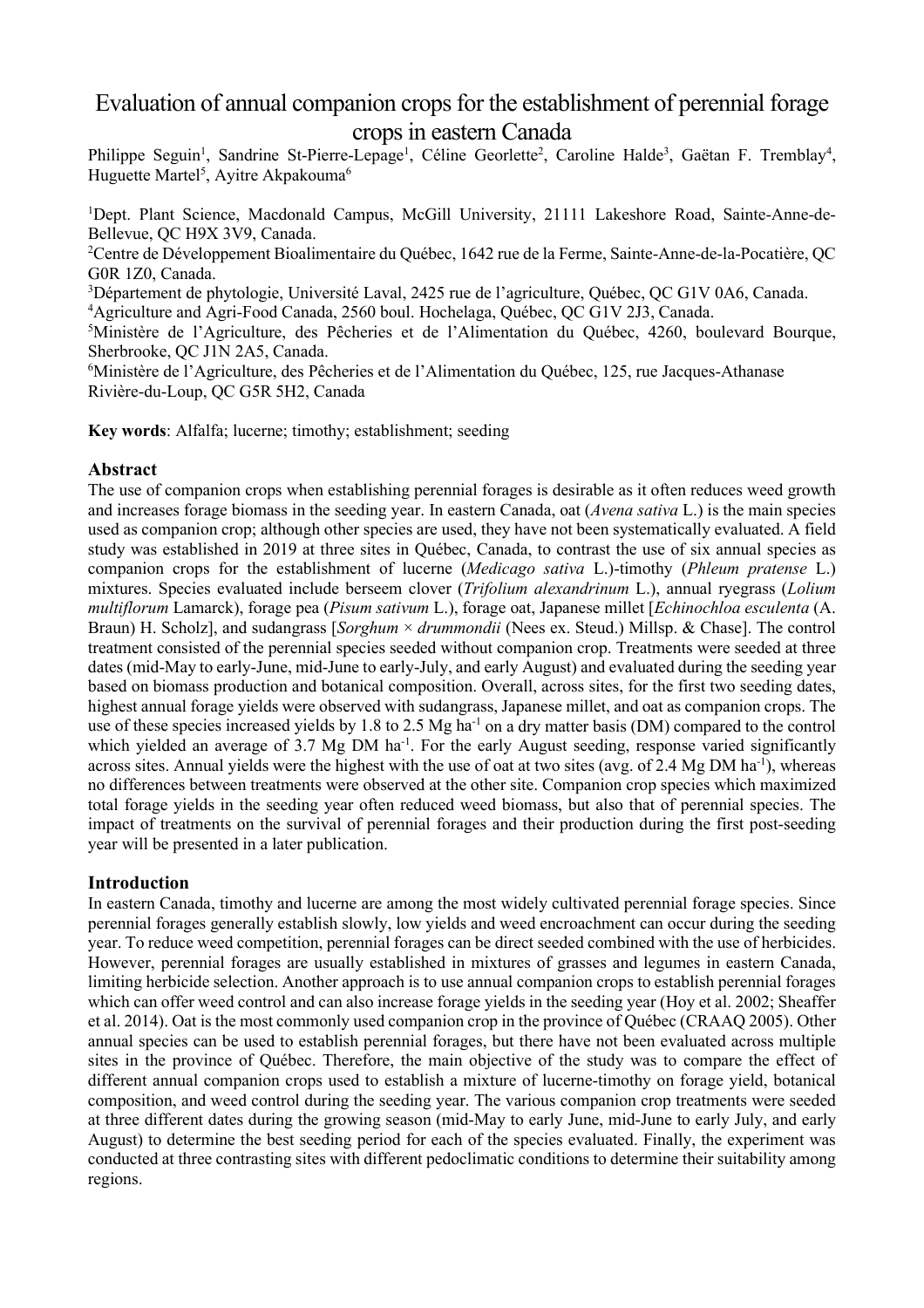# Evaluation of annual companion crops for the establishment of perennial forage crops in eastern Canada

Philippe Seguin[1], Sandrine St-Pierre-Lepage[1], Céline Georlette[2], Caroline Halde[3], Gaëtan F. Tremblay[4], Huguette Martel[5], Ayitre Akpakouma[6]

[1]Dept. Plant Science, Macdonald Campus, McGill University, 21111 Lakeshore Road, Sainte-Anne-de-Bellevue, QC H9X 3V9, Canada.
[2]Centre de Développement Bioalimentaire du Québec, 1642 rue de la Ferme, Sainte-Anne-de-la-Pocatière, QC G0R 1Z0, Canada.
[3]Département de phytologie, Université Laval, 2425 rue de l'agriculture, Québec, QC G1V 0A6, Canada.
[4]Agriculture and Agri-Food Canada, 2560 boul. Hochelaga, Québec, QC G1V 2J3, Canada.
[5]Ministère de l'Agriculture, des Pêcheries et de l'Alimentation du Québec, 4260, boulevard Bourque, Sherbrooke, QC J1N 2A5, Canada.
[6]Ministère de l'Agriculture, des Pêcheries et de l'Alimentation du Québec, 125, rue Jacques-Athanase Rivière-du-Loup, QC G5R 5H2, Canada

**Key words**: Alfalfa; lucerne; timothy; establishment; seeding

## Abstract

The use of companion crops when establishing perennial forages is desirable as it often reduces weed growth and increases forage biomass in the seeding year. In eastern Canada, oat (*Avena sativa* L.) is the main species used as companion crop; although other species are used, they have not been systematically evaluated. A field study was established in 2019 at three sites in Québec, Canada, to contrast the use of six annual species as companion crops for the establishment of lucerne (*Medicago sativa* L.)-timothy (*Phleum pratense* L.) mixtures. Species evaluated include berseem clover (*Trifolium alexandrinum* L.), annual ryegrass (*Lolium multiflorum* Lamarck), forage pea (*Pisum sativum* L.), forage oat, Japanese millet [*Echinochloa esculenta* (A. Braun) H. Scholz], and sudangrass [*Sorghum × drummondii* (Nees ex. Steud.) Millsp. & Chase]. The control treatment consisted of the perennial species seeded without companion crop. Treatments were seeded at three dates (mid-May to early-June, mid-June to early-July, and early August) and evaluated during the seeding year based on biomass production and botanical composition. Overall, across sites, for the first two seeding dates, highest annual forage yields were observed with sudangrass, Japanese millet, and oat as companion crops. The use of these species increased yields by 1.8 to 2.5 Mg ha$^{-1}$ on a dry matter basis (DM) compared to the control which yielded an average of 3.7 Mg DM ha$^{-1}$. For the early August seeding, response varied significantly across sites. Annual yields were the highest with the use of oat at two sites (avg. of 2.4 Mg DM ha$^{-1}$), whereas no differences between treatments were observed at the other site. Companion crop species which maximized total forage yields in the seeding year often reduced weed biomass, but also that of perennial species. The impact of treatments on the survival of perennial forages and their production during the first post-seeding year will be presented in a later publication.

## Introduction

In eastern Canada, timothy and lucerne are among the most widely cultivated perennial forage species. Since perennial forages generally establish slowly, low yields and weed encroachment can occur during the seeding year. To reduce weed competition, perennial forages can be direct seeded combined with the use of herbicides. However, perennial forages are usually established in mixtures of grasses and legumes in eastern Canada, limiting herbicide selection. Another approach is to use annual companion crops to establish perennial forages which can offer weed control and can also increase forage yields in the seeding year (Hoy et al. 2002; Sheaffer et al. 2014). Oat is the most commonly used companion crop in the province of Québec (CRAAQ 2005). Other annual species can be used to establish perennial forages, but there have not been evaluated across multiple sites in the province of Québec. Therefore, the main objective of the study was to compare the effect of different annual companion crops used to establish a mixture of lucerne-timothy on forage yield, botanical composition, and weed control during the seeding year. The various companion crop treatments were seeded at three different dates during the growing season (mid-May to early June, mid-June to early July, and early August) to determine the best seeding period for each of the species evaluated. Finally, the experiment was conducted at three contrasting sites with different pedoclimatic conditions to determine their suitability among regions.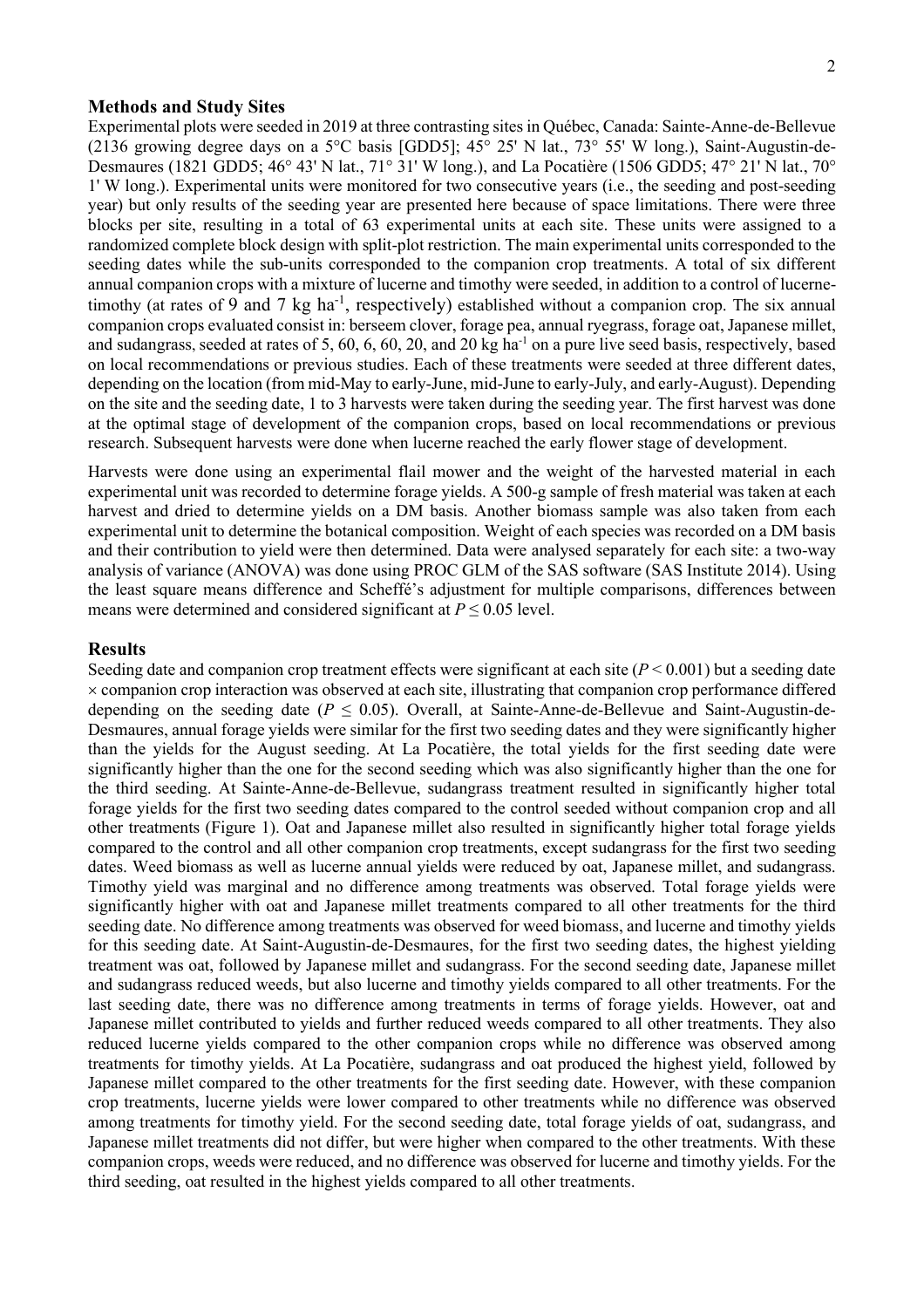## Methods and Study Sites

Experimental plots were seeded in 2019 at three contrasting sites in Québec, Canada: Sainte-Anne-de-Bellevue (2136 growing degree days on a 5°C basis [GDD5]; 45° 25' N lat., 73° 55' W long.), Saint-Augustin-de-Desmaures (1821 GDD5; 46° 43' N lat., 71° 31' W long.), and La Pocatière (1506 GDD5; 47° 21' N lat., 70° 1' W long.). Experimental units were monitored for two consecutive years (i.e., the seeding and post-seeding year) but only results of the seeding year are presented here because of space limitations. There were three blocks per site, resulting in a total of 63 experimental units at each site. These units were assigned to a randomized complete block design with split-plot restriction. The main experimental units corresponded to the seeding dates while the sub-units corresponded to the companion crop treatments. A total of six different annual companion crops with a mixture of lucerne and timothy were seeded, in addition to a control of lucerne-timothy (at rates of 9 and 7 kg ha$^{-1}$, respectively) established without a companion crop. The six annual companion crops evaluated consist in: berseem clover, forage pea, annual ryegrass, forage oat, Japanese millet, and sudangrass, seeded at rates of 5, 60, 6, 60, 20, and 20 kg ha$^{-1}$ on a pure live seed basis, respectively, based on local recommendations or previous studies. Each of these treatments were seeded at three different dates, depending on the location (from mid-May to early-June, mid-June to early-July, and early-August). Depending on the site and the seeding date, 1 to 3 harvests were taken during the seeding year. The first harvest was done at the optimal stage of development of the companion crops, based on local recommendations or previous research. Subsequent harvests were done when lucerne reached the early flower stage of development.

Harvests were done using an experimental flail mower and the weight of the harvested material in each experimental unit was recorded to determine forage yields. A 500-g sample of fresh material was taken at each harvest and dried to determine yields on a DM basis. Another biomass sample was also taken from each experimental unit to determine the botanical composition. Weight of each species was recorded on a DM basis and their contribution to yield were then determined. Data were analysed separately for each site: a two-way analysis of variance (ANOVA) was done using PROC GLM of the SAS software (SAS Institute 2014). Using the least square means difference and Scheffé's adjustment for multiple comparisons, differences between means were determined and considered significant at $P \leq 0.05$ level.

## Results

Seeding date and companion crop treatment effects were significant at each site ($P < 0.001$) but a seeding date × companion crop interaction was observed at each site, illustrating that companion crop performance differed depending on the seeding date ($P \leq 0.05$). Overall, at Sainte-Anne-de-Bellevue and Saint-Augustin-de-Desmaures, annual forage yields were similar for the first two seeding dates and they were significantly higher than the yields for the August seeding. At La Pocatière, the total yields for the first seeding date were significantly higher than the one for the second seeding which was also significantly higher than the one for the third seeding. At Sainte-Anne-de-Bellevue, sudangrass treatment resulted in significantly higher total forage yields for the first two seeding dates compared to the control seeded without companion crop and all other treatments (Figure 1). Oat and Japanese millet also resulted in significantly higher total forage yields compared to the control and all other companion crop treatments, except sudangrass for the first two seeding dates. Weed biomass as well as lucerne annual yields were reduced by oat, Japanese millet, and sudangrass. Timothy yield was marginal and no difference among treatments was observed. Total forage yields were significantly higher with oat and Japanese millet treatments compared to all other treatments for the third seeding date. No difference among treatments was observed for weed biomass, and lucerne and timothy yields for this seeding date. At Saint-Augustin-de-Desmaures, for the first two seeding dates, the highest yielding treatment was oat, followed by Japanese millet and sudangrass. For the second seeding date, Japanese millet and sudangrass reduced weeds, but also lucerne and timothy yields compared to all other treatments. For the last seeding date, there was no difference among treatments in terms of forage yields. However, oat and Japanese millet contributed to yields and further reduced weeds compared to all other treatments. They also reduced lucerne yields compared to the other companion crops while no difference was observed among treatments for timothy yields. At La Pocatière, sudangrass and oat produced the highest yield, followed by Japanese millet compared to the other treatments for the first seeding date. However, with these companion crop treatments, lucerne yields were lower compared to other treatments while no difference was observed among treatments for timothy yield. For the second seeding date, total forage yields of oat, sudangrass, and Japanese millet treatments did not differ, but were higher when compared to the other treatments. With these companion crops, weeds were reduced, and no difference was observed for lucerne and timothy yields. For the third seeding, oat resulted in the highest yields compared to all other treatments.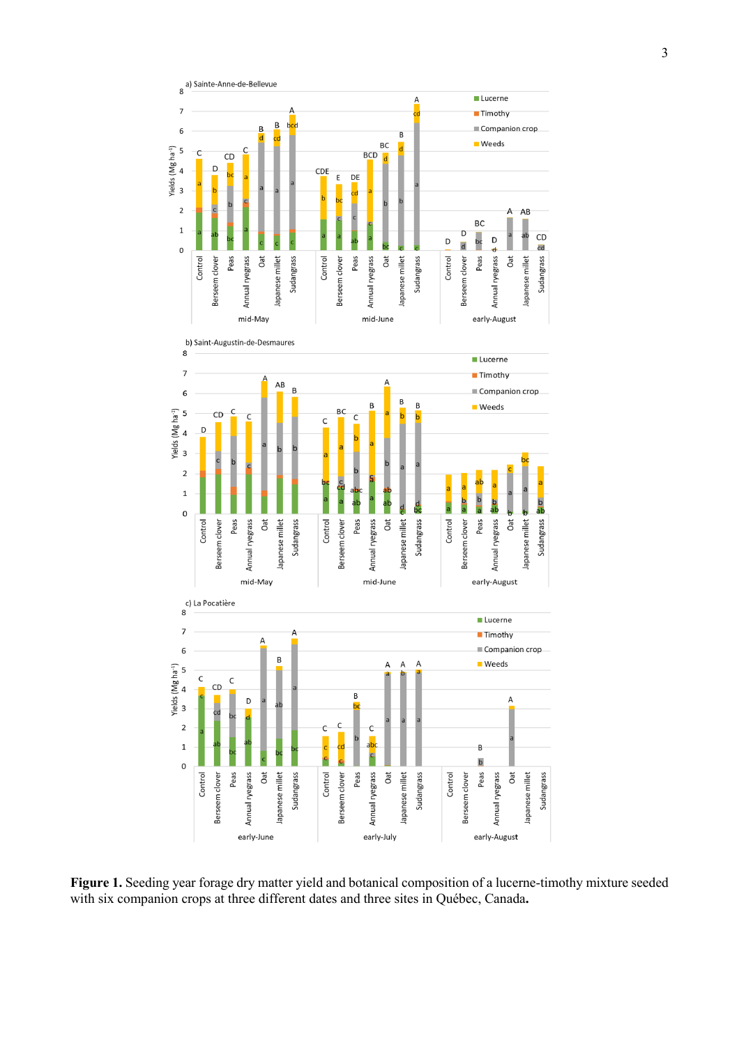**Figure 1.** Seeding year forage dry matter yield and botanical composition of a lucerne-timothy mixture seeded with six companion crops at three different dates and three sites in Québec, Canada.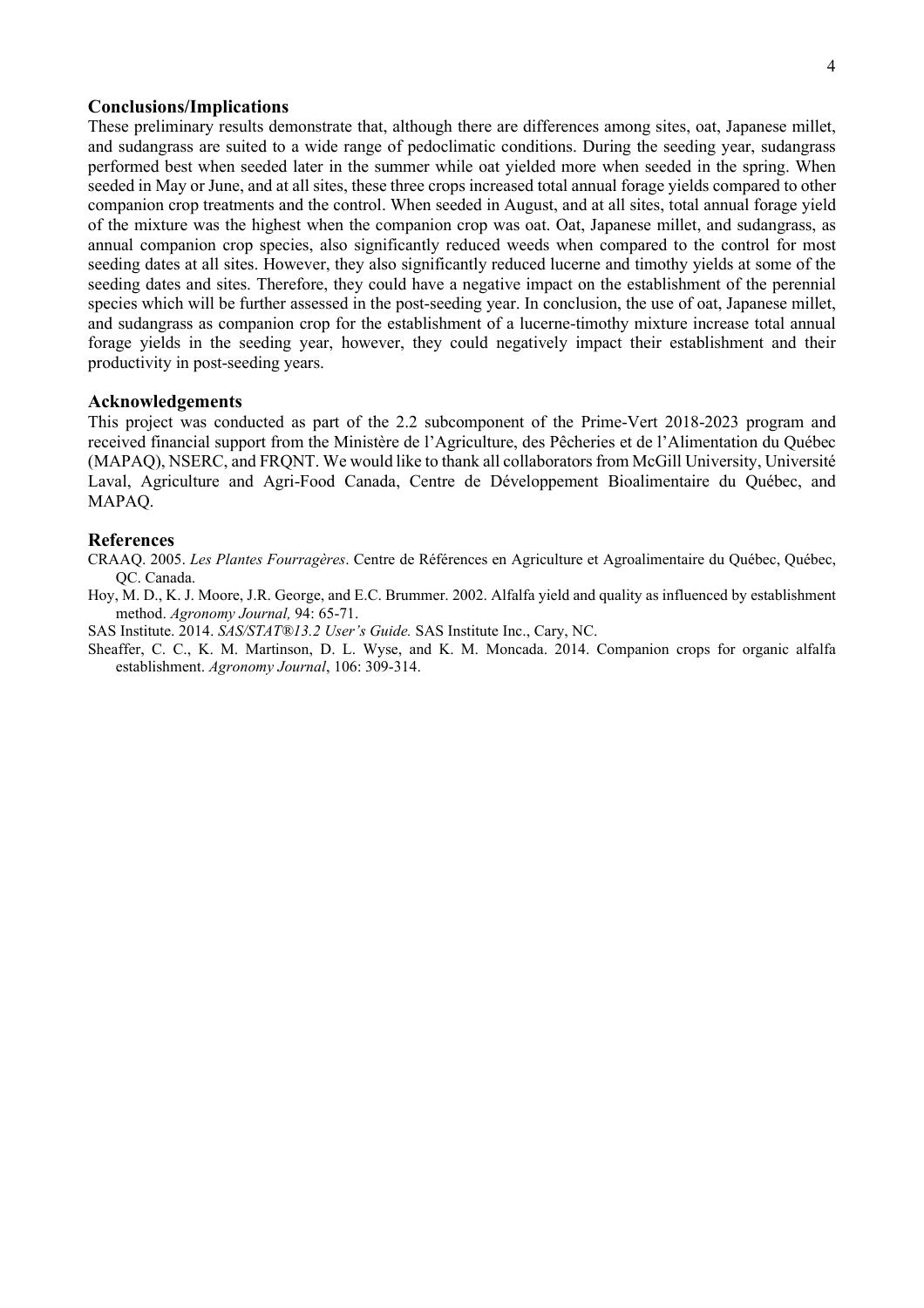## Conclusions/Implications

These preliminary results demonstrate that, although there are differences among sites, oat, Japanese millet, and sudangrass are suited to a wide range of pedoclimatic conditions. During the seeding year, sudangrass performed best when seeded later in the summer while oat yielded more when seeded in the spring. When seeded in May or June, and at all sites, these three crops increased total annual forage yields compared to other companion crop treatments and the control. When seeded in August, and at all sites, total annual forage yield of the mixture was the highest when the companion crop was oat. Oat, Japanese millet, and sudangrass, as annual companion crop species, also significantly reduced weeds when compared to the control for most seeding dates at all sites. However, they also significantly reduced lucerne and timothy yields at some of the seeding dates and sites. Therefore, they could have a negative impact on the establishment of the perennial species which will be further assessed in the post-seeding year. In conclusion, the use of oat, Japanese millet, and sudangrass as companion crop for the establishment of a lucerne-timothy mixture increase total annual forage yields in the seeding year, however, they could negatively impact their establishment and their productivity in post-seeding years.

## Acknowledgements

This project was conducted as part of the 2.2 subcomponent of the Prime-Vert 2018-2023 program and received financial support from the Ministère de l'Agriculture, des Pêcheries et de l'Alimentation du Québec (MAPAQ), NSERC, and FRQNT. We would like to thank all collaborators from McGill University, Université Laval, Agriculture and Agri-Food Canada, Centre de Développement Bioalimentaire du Québec, and MAPAQ.

## References

CRAAQ. 2005. *Les Plantes Fourragères*. Centre de Références en Agriculture et Agroalimentaire du Québec, Québec, QC. Canada.

Hoy, M. D., K. J. Moore, J.R. George, and E.C. Brummer. 2002. Alfalfa yield and quality as influenced by establishment method. *Agronomy Journal,* 94: 65-71.

SAS Institute. 2014. *SAS/STAT®13.2 User's Guide.* SAS Institute Inc., Cary, NC.

Sheaffer, C. C., K. M. Martinson, D. L. Wyse, and K. M. Moncada. 2014. Companion crops for organic alfalfa establishment. *Agronomy Journal*, 106: 309-314.